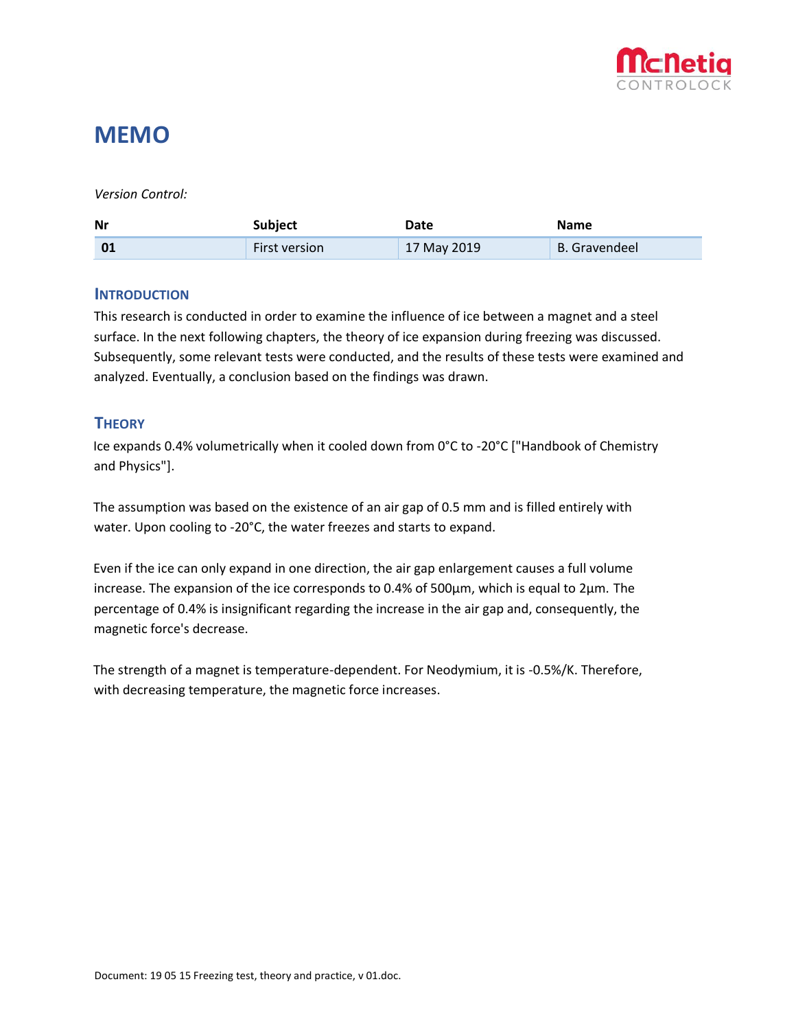# MEMO

*Version Control:*

| Nr | Subject | Date | Name |
|---|---|---|---|
| **01** | First version | 17 May 2019 | B. Gravendeel |

## INTRODUCTION

This research is conducted in order to examine the influence of ice between a magnet and a steel surface. In the next following chapters, the theory of ice expansion during freezing was discussed. Subsequently, some relevant tests were conducted, and the results of these tests were examined and analyzed. Eventually, a conclusion based on the findings was drawn.

## THEORY

Ice expands 0.4% volumetrically when it cooled down from 0°C to -20°C ["Handbook of Chemistry and Physics"].

The assumption was based on the existence of an air gap of 0.5 mm and is filled entirely with water. Upon cooling to -20°C, the water freezes and starts to expand.

Even if the ice can only expand in one direction, the air gap enlargement causes a full volume increase. The expansion of the ice corresponds to 0.4% of 500µm, which is equal to 2µm. The percentage of 0.4% is insignificant regarding the increase in the air gap and, consequently, the magnetic force's decrease.

The strength of a magnet is temperature-dependent. For Neodymium, it is -0.5%/K. Therefore, with decreasing temperature, the magnetic force increases.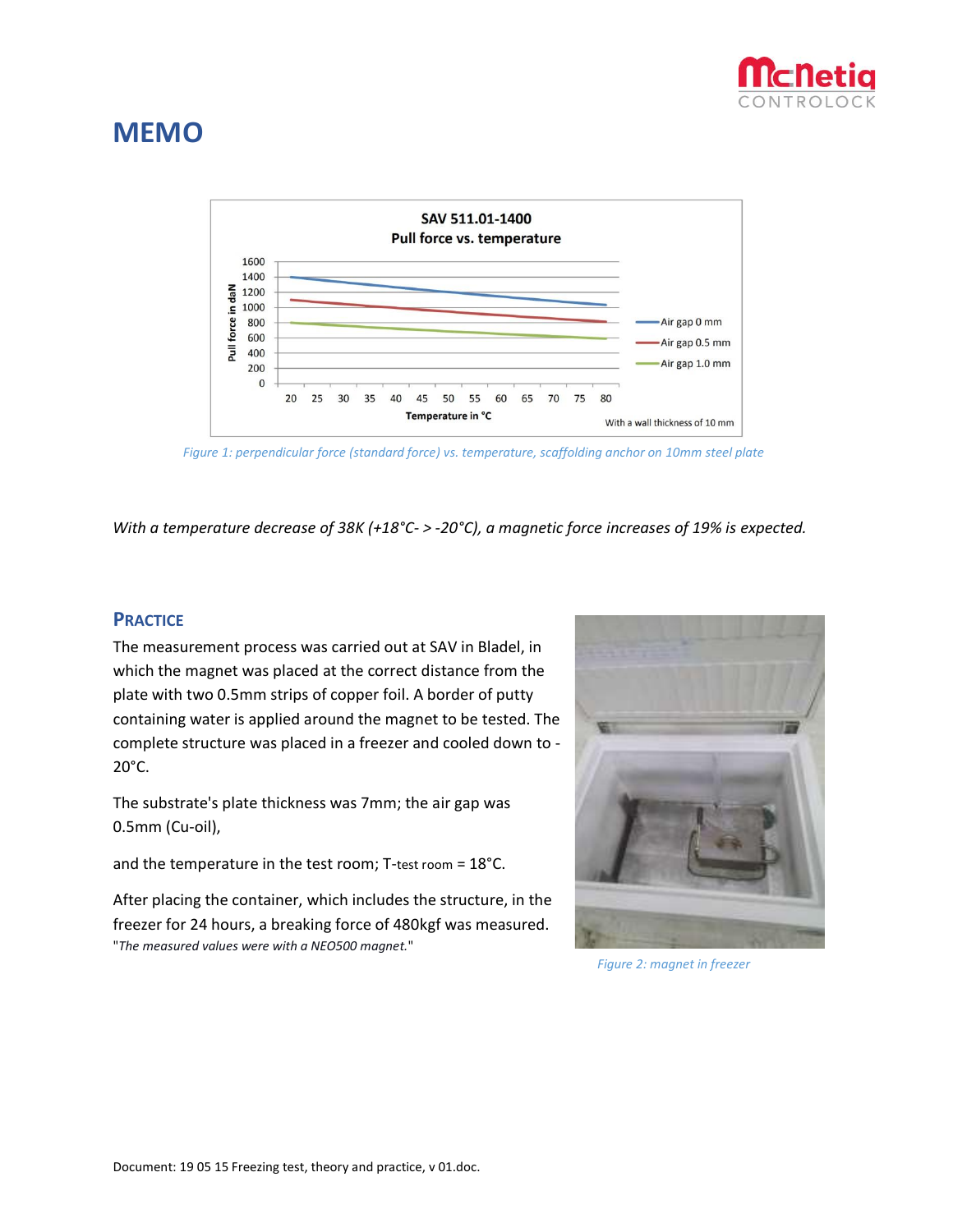# MEMO

Figure 1: perpendicular force (standard force) vs. temperature, scaffolding anchor on 10mm steel plate

*With a temperature decrease of 38K (+18°C- > -20°C), a magnetic force increases of 19% is expected.*

## PRACTICE

The measurement process was carried out at SAV in Bladel, in which the magnet was placed at the correct distance from the plate with two 0.5mm strips of copper foil. A border of putty containing water is applied around the magnet to be tested. The complete structure was placed in a freezer and cooled down to -20°C.

The substrate's plate thickness was 7mm; the air gap was 0.5mm (Cu-oil),

and the temperature in the test room; T-test room = 18°C.

After placing the container, which includes the structure, in the freezer for 24 hours, a breaking force of 480kgf was measured.

"*The measured values were with a NEO500 magnet.*"

Figure 2: magnet in freezer

Document: 19 05 15 Freezing test, theory and practice, v 01.doc.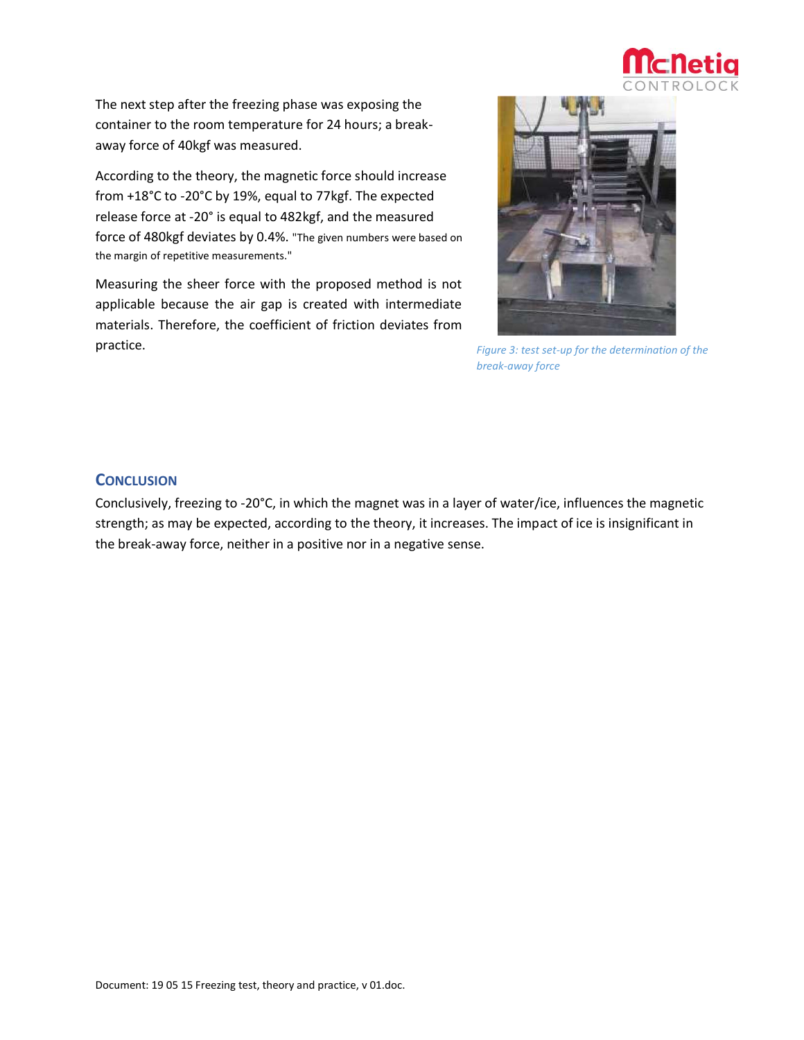The next step after the freezing phase was exposing the container to the room temperature for 24 hours; a break-away force of 40kgf was measured.

According to the theory, the magnetic force should increase from +18°C to -20°C by 19%, equal to 77kgf. The expected release force at -20° is equal to 482kgf, and the measured force of 480kgf deviates by 0.4%. "The given numbers were based on the margin of repetitive measurements."

Measuring the sheer force with the proposed method is not applicable because the air gap is created with intermediate materials. Therefore, the coefficient of friction deviates from practice.

*Figure 3: test set-up for the determination of the break-away force*

## Conclusion

Conclusively, freezing to -20°C, in which the magnet was in a layer of water/ice, influences the magnetic strength; as may be expected, according to the theory, it increases. The impact of ice is insignificant in the break-away force, neither in a positive nor in a negative sense.

Document: 19 05 15 Freezing test, theory and practice, v 01.doc.